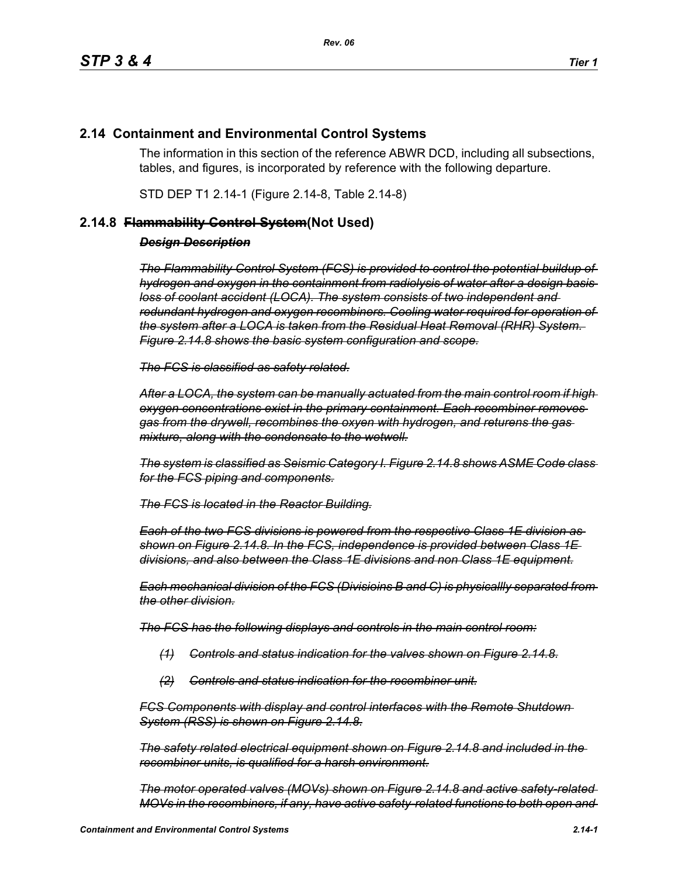## 2.14 Containment and Environmental Control Systems

The information in this section of the reference ABWR DCD, including all subsections, tables, and figures, is incorporated by reference with the following departure.

STD DEP T1 2.14-1 (Figure 2.14-8, Table 2.14-8)

### 2.14.8 ~~Flammability Control System~~(Not Used)

~~***Design Description***~~

~~*The Flammability Control System (FCS) is provided to control the potential buildup of hydrogen and oxygen in the containment from radiolysis of water after a design basis loss of coolant accident (LOCA). The system consists of two independent and redundant hydrogen and oxygen recombiners. Cooling water required for operation of the system after a LOCA is taken from the Residual Heat Removal (RHR) System. Figure 2.14.8 shows the basic system configuration and scope.*~~

~~*The FCS is classified as safety related.*~~

~~*After a LOCA, the system can be manually actuated from the main control room if high oxygen concentrations exist in the primary containment. Each recombiner removes gas from the drywell, recombines the oxyen with hydrogen, and returens the gas mixture, along with the condensate to the wetwell.*~~

~~*The system is classified as Seismic Category I. Figure 2.14.8 shows ASME Code class for the FCS piping and components.*~~

~~*The FCS is located in the Reactor Building.*~~

~~*Each of the two FCS divisions is powered from the respective Class 1E division as shown on Figure 2.14.8. In the FCS, independence is provided between Class 1E divisions, and also between the Class 1E divisions and non Class 1E equipment.*~~

~~*Each mechanical division of the FCS (Divisioins B and C) is physicallly separated from the other division.*~~

~~*The FCS has the following displays and controls in the main control room:*~~

~~*(1) Controls and status indication for the valves shown on Figure 2.14.8.*~~

~~*(2) Controls and status indication for the recombiner unit.*~~

~~*FCS Components with display and control interfaces with the Remote Shutdown System (RSS) is shown on Figure 2.14.8.*~~

~~*The safety related electrical equipment shown on Figure 2.14.8 and included in the recombiner units, is qualified for a harsh environment.*~~

~~*The motor operated valves (MOVs) shown on Figure 2.14.8 and active safety-related MOVs in the recombiners, if any, have active safety-related functions to both open and*~~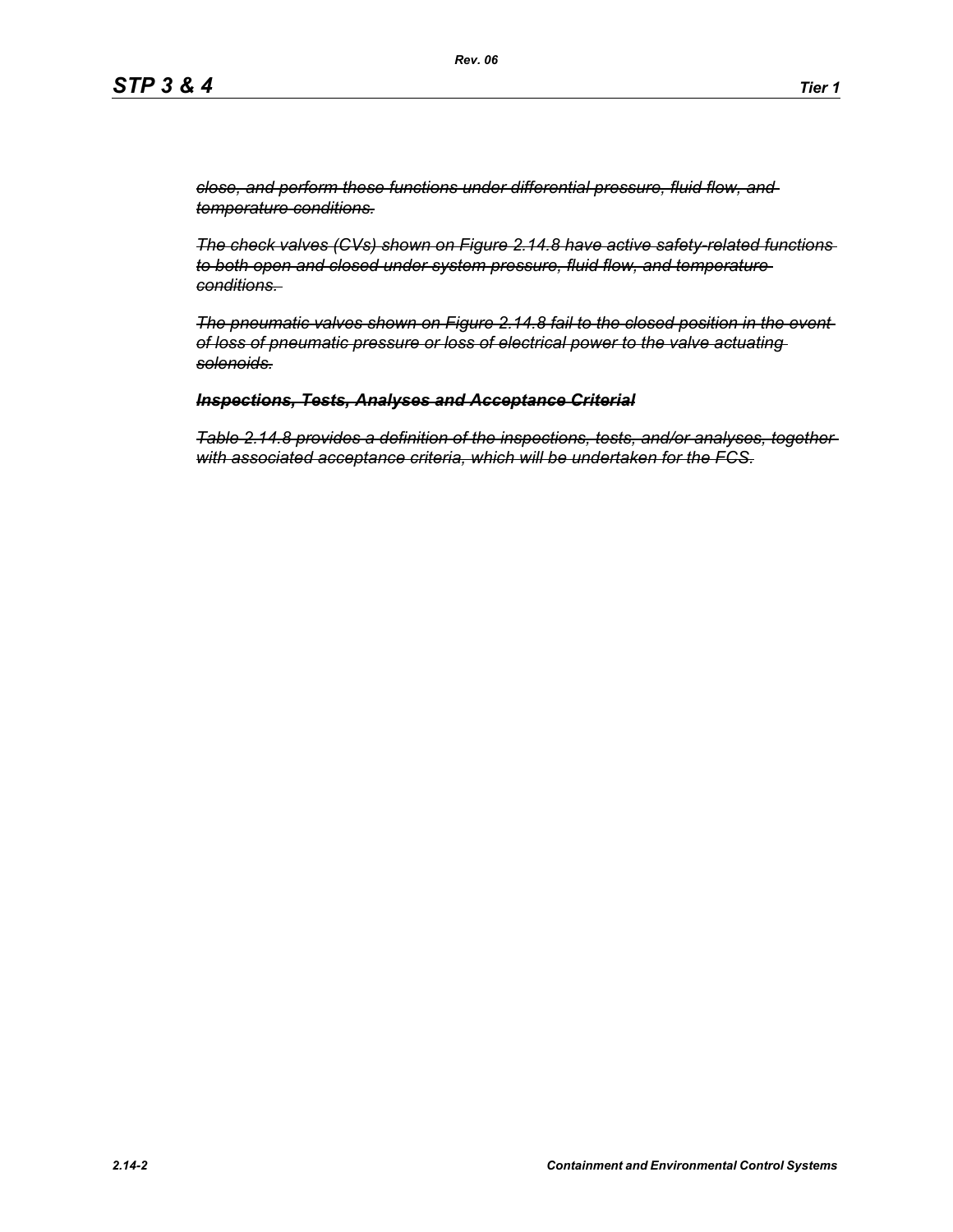~~*close, and perform these functions under differential pressure, fluid flow, and temperature conditions.*~~

~~*The check valves (CVs) shown on Figure 2.14.8 have active safety-related functions to both open and closed under system pressure, fluid flow, and temperature conditions.*~~

~~*The pneumatic valves shown on Figure 2.14.8 fail to the closed position in the event of loss of pneumatic pressure or loss of electrical power to the valve actuating solenoids.*~~

~~***Inspections, Tests, Analyses and Acceptance Criterial***~~

~~*Table 2.14.8 provides a definition of the inspections, tests, and/or analyses, together with associated acceptance criteria, which will be undertaken for the FCS.*~~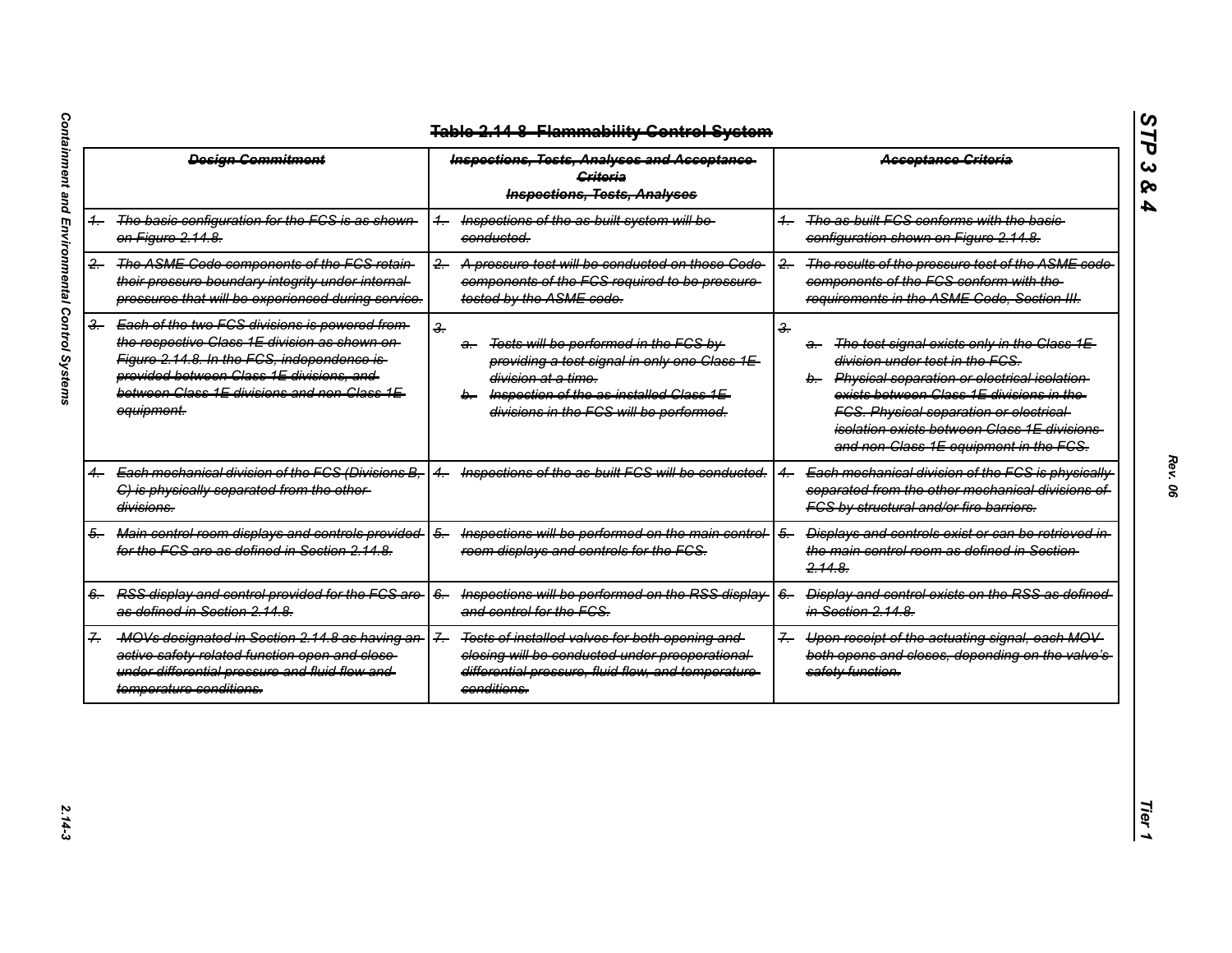~~**Table 2.14-8 Flammability Control System**~~

| ~~Design Commitment~~ | ~~Inspections, Tests, Analyses and Acceptance Criteria~~ <br> ~~Inspections, Tests, Analyses~~ | ~~Acceptance Criteria~~ |
|---|---|---|
| ~~1. The basic configuration for the FCS is as shown on Figure 2.14.8.~~ | ~~1. Inspections of the as-built system will be conducted.~~ | ~~1. The as-built FCS conforms with the basic configuration shown on Figure 2.14.8.~~ |
| ~~2. The ASME Code components of the FCS retain their pressure boundary integrity under internal pressures that will be experienced during service.~~ | ~~2. A pressure test will be conducted on those Code components of the FCS required to be pressure tested by the ASME code.~~ | ~~2. The results of the pressure test of the ASME code components of the FCS conform with the requirements in the ASME Code, Section III.~~ |
| ~~3. Each of the two FCS divisions is powered from the respective Class 1E division as shown on Figure 2.14.8. In the FCS, independence is provided between Class 1E divisions, and between Class 1E divisions and non-Class 1E equipment.~~ | ~~3.~~ <br> ~~a. Tests will be performed in the FCS by providing a test signal in only one Class 1E division at a time.~~ <br> ~~b. Inspection of the as-installed Class 1E divisions in the FCS will be performed.~~ | ~~3.~~ <br> ~~a. The test signal exists only in the Class 1E division under test in the FCS.~~ <br> ~~b. Physical separation or electrical isolation exists between Class 1E divisions in the FCS. Physical separation or electrical isolation exists between Class 1E divisions and non-Class 1E equipment in the FCS.~~ |
| ~~4. Each mechanical division of the FCS (Divisions B, C) is physically separated from the other divisions.~~ | ~~4. Inspections of the as-built FCS will be conducted.~~ | ~~4. Each mechanical division of the FCS is physically separated from the other mechanical divisions of FCS by structural and/or fire barriers.~~ |
| ~~5. Main control room displays and controls provided for the FCS are as defined in Section 2.14.8.~~ | ~~5. Inspections will be performed on the main control room displays and controls for the FCS.~~ | ~~5. Displays and controls exist or can be retrieved in the main control room as defined in Section 2.14.8.~~ |
| ~~6. RSS display and control provided for the FCS are as defined in Section 2.14.8.~~ | ~~6. Inspections will be performed on the RSS display and control for the FCS.~~ | ~~6. Display and control exists on the RSS as defined in Section 2.14.8.~~ |
| ~~7. MOVs designated in Section 2.14.8 as having an active safety-related function open and close under differential pressure and fluid flow and temperature conditions.~~ | ~~7. Tests of installed valves for both opening and closing will be conducted under preoperational differential pressure, fluid flow, and temperature conditions.~~ | ~~7. Upon receipt of the actuating signal, each MOV both opens and closes, depending on the valve's safety function.~~ |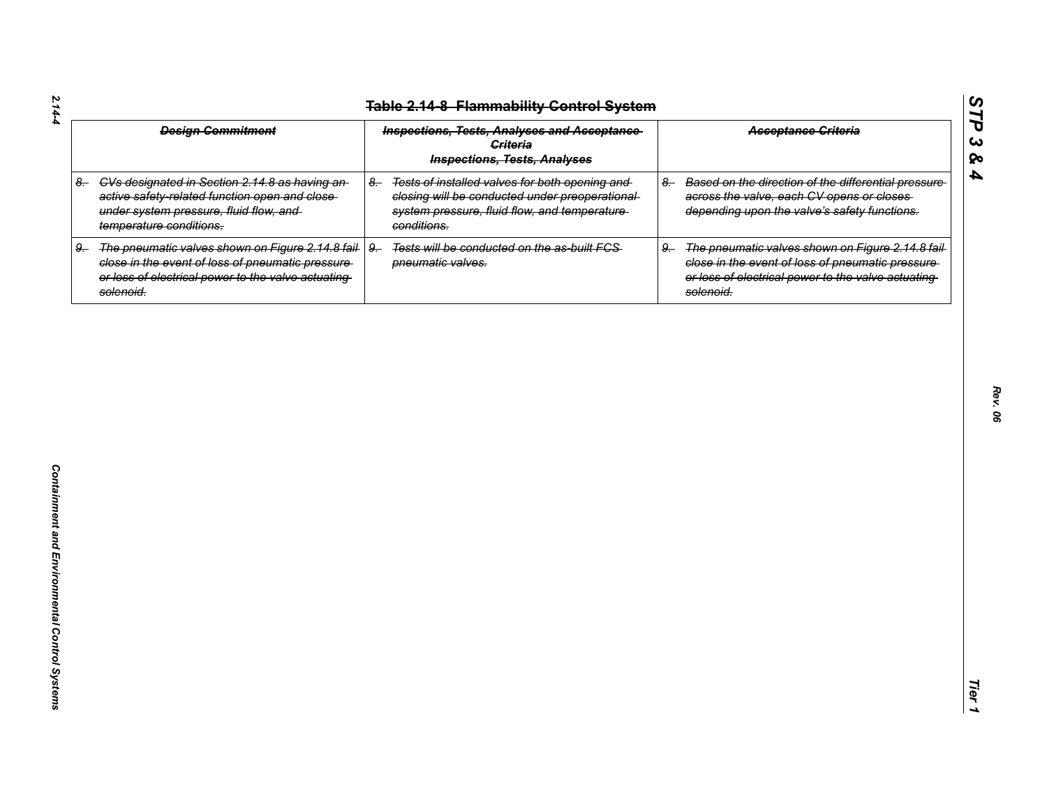# Table 2.14-8 Flammability Control System

| Design Commitment | Inspections, Tests, Analyses and Acceptance Criteria<br>Inspections, Tests, Analyses | Acceptance Criteria |
|---|---|---|
| 8. CVs designated in Section 2.14.8 as having an active safety-related function open and close under system pressure, fluid flow, and temperature conditions. | 8. Tests of installed valves for both opening and closing will be conducted under preoperational system pressure, fluid flow, and temperature conditions. | 8. Based on the direction of the differential pressure across the valve, each CV opens or closes depending upon the valve's safety functions. |
| 9. The pneumatic valves shown on Figure 2.14.8 fail close in the event of loss of pneumatic pressure or loss of electrical power to the valve actuating solenoid. | 9. Tests will be conducted on the as-built FCS pneumatic valves. | 9. The pneumatic valves shown on Figure 2.14.8 fail close in the event of loss of pneumatic pressure or loss of electrical power to the valve actuating solenoid. |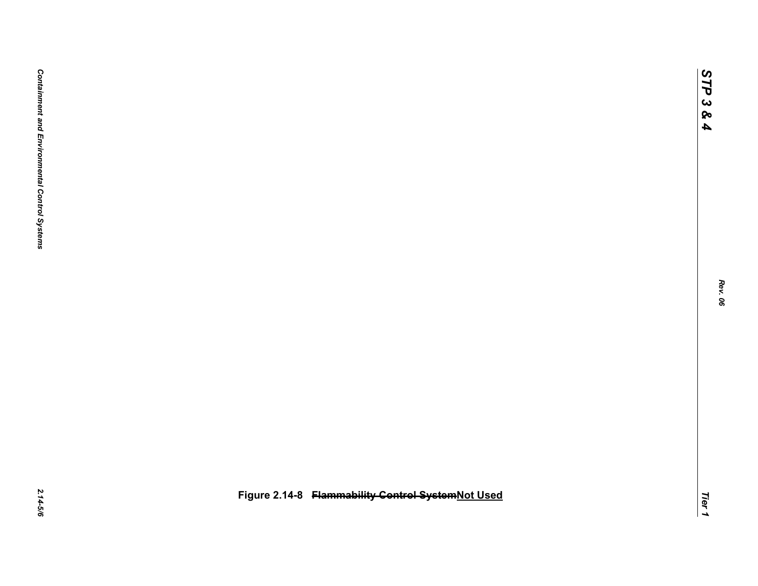Figure 2.14-8 ~~Flammability Control System~~Not Used